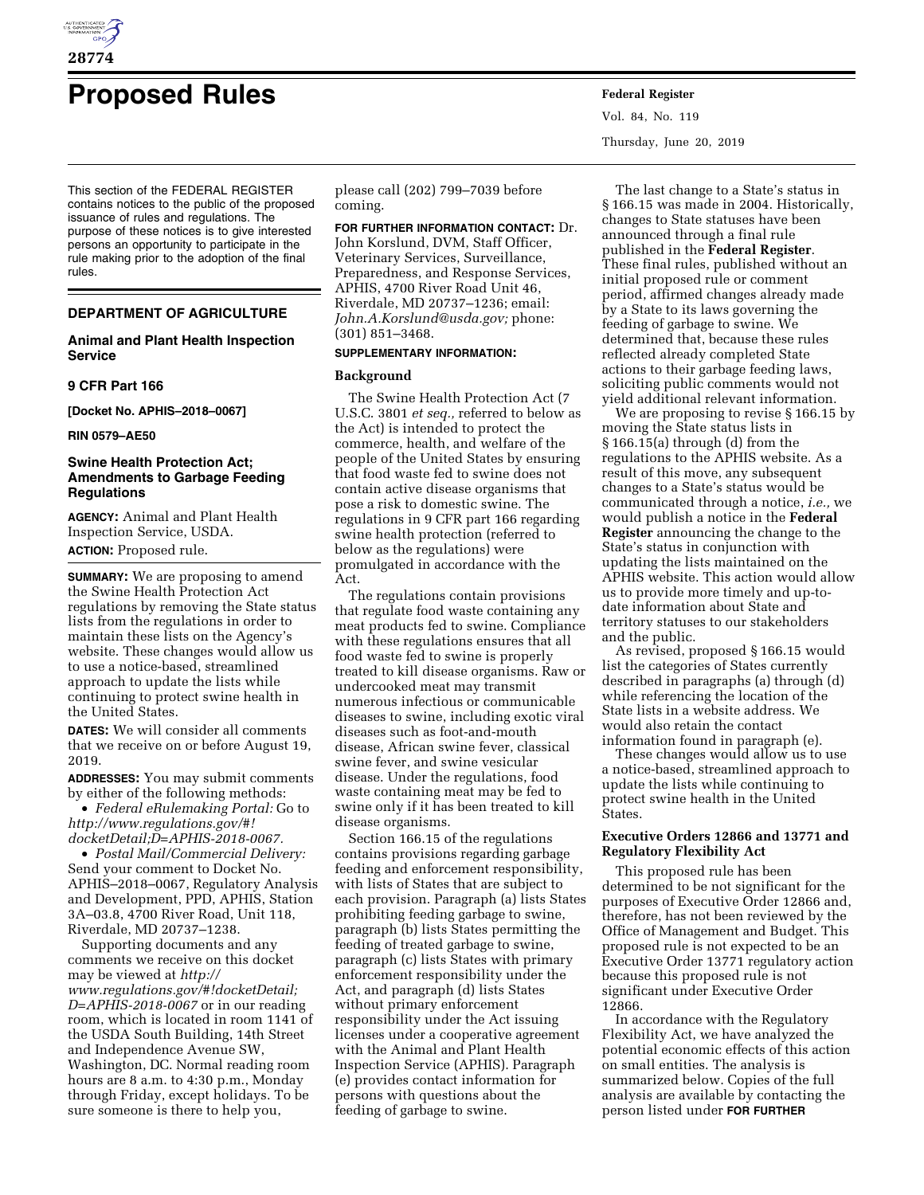# Proposed Rules

This section of the FEDERAL REGISTER contains notices to the public of the proposed issuance of rules and regulations. The purpose of these notices is to give interested persons an opportunity to participate in the rule making prior to the adoption of the final rules.

## DEPARTMENT OF AGRICULTURE

### Animal and Plant Health Inspection Service

### 9 CFR Part 166

**[Docket No. APHIS–2018–0067]**

**RIN 0579–AE50**

### Swine Health Protection Act; Amendments to Garbage Feeding Regulations

**AGENCY:** Animal and Plant Health Inspection Service, USDA.

**ACTION:** Proposed rule.

**SUMMARY:** We are proposing to amend the Swine Health Protection Act regulations by removing the State status lists from the regulations in order to maintain these lists on the Agency's website. These changes would allow us to use a notice-based, streamlined approach to update the lists while continuing to protect swine health in the United States.

**DATES:** We will consider all comments that we receive on or before August 19, 2019.

**ADDRESSES:** You may submit comments by either of the following methods:

- *Federal eRulemaking Portal:* Go to *http://www.regulations.gov/#!docketDetail;D=APHIS-2018-0067.*
- *Postal Mail/Commercial Delivery:* Send your comment to Docket No. APHIS–2018–0067, Regulatory Analysis and Development, PPD, APHIS, Station 3A–03.8, 4700 River Road, Unit 118, Riverdale, MD 20737–1238.

Supporting documents and any comments we receive on this docket may be viewed at *http://www.regulations.gov/#!docketDetail;D=APHIS-2018-0067* or in our reading room, which is located in room 1141 of the USDA South Building, 14th Street and Independence Avenue SW, Washington, DC. Normal reading room hours are 8 a.m. to 4:30 p.m., Monday through Friday, except holidays. To be sure someone is there to help you, please call (202) 799–7039 before coming.

**FOR FURTHER INFORMATION CONTACT:** Dr. John Korslund, DVM, Staff Officer, Veterinary Services, Surveillance, Preparedness, and Response Services, APHIS, 4700 River Road Unit 46, Riverdale, MD 20737–1236; email: *John.A.Korslund@usda.gov;* phone: (301) 851–3468.

**SUPPLEMENTARY INFORMATION:**

#### Background

The Swine Health Protection Act (7 U.S.C. 3801 *et seq.,* referred to below as the Act) is intended to protect the commerce, health, and welfare of the people of the United States by ensuring that food waste fed to swine does not contain active disease organisms that pose a risk to domestic swine. The regulations in 9 CFR part 166 regarding swine health protection (referred to below as the regulations) were promulgated in accordance with the Act.

The regulations contain provisions that regulate food waste containing any meat products fed to swine. Compliance with these regulations ensures that all food waste fed to swine is properly treated to kill disease organisms. Raw or undercooked meat may transmit numerous infectious or communicable diseases to swine, including exotic viral diseases such as foot-and-mouth disease, African swine fever, classical swine fever, and swine vesicular disease. Under the regulations, food waste containing meat may be fed to swine only if it has been treated to kill disease organisms.

Section 166.15 of the regulations contains provisions regarding garbage feeding and enforcement responsibility, with lists of States that are subject to each provision. Paragraph (a) lists States prohibiting feeding garbage to swine, paragraph (b) lists States permitting the feeding of treated garbage to swine, paragraph (c) lists States with primary enforcement responsibility under the Act, and paragraph (d) lists States without primary enforcement responsibility under the Act issuing licenses under a cooperative agreement with the Animal and Plant Health Inspection Service (APHIS). Paragraph (e) provides contact information for persons with questions about the feeding of garbage to swine.

The last change to a State's status in § 166.15 was made in 2004. Historically, changes to State statuses have been announced through a final rule published in the **Federal Register**. These final rules, published without an initial proposed rule or comment period, affirmed changes already made by a State to its laws governing the feeding of garbage to swine. We determined that, because these rules reflected already completed State actions to their garbage feeding laws, soliciting public comments would not yield additional relevant information.

We are proposing to revise § 166.15 by moving the State status lists in § 166.15(a) through (d) from the regulations to the APHIS website. As a result of this move, any subsequent changes to a State's status would be communicated through a notice, *i.e.,* we would publish a notice in the **Federal Register** announcing the change to the State's status in conjunction with updating the lists maintained on the APHIS website. This action would allow us to provide more timely and up-to-date information about State and territory statuses to our stakeholders and the public.

As revised, proposed § 166.15 would list the categories of States currently described in paragraphs (a) through (d) while referencing the location of the State lists in a website address. We would also retain the contact information found in paragraph (e).

These changes would allow us to use a notice-based, streamlined approach to update the lists while continuing to protect swine health in the United States.

#### Executive Orders 12866 and 13771 and Regulatory Flexibility Act

This proposed rule has been determined to be not significant for the purposes of Executive Order 12866 and, therefore, has not been reviewed by the Office of Management and Budget. This proposed rule is not expected to be an Executive Order 13771 regulatory action because this proposed rule is not significant under Executive Order 12866.

In accordance with the Regulatory Flexibility Act, we have analyzed the potential economic effects of this action on small entities. The analysis is summarized below. Copies of the full analysis are available by contacting the person listed under **FOR FURTHER**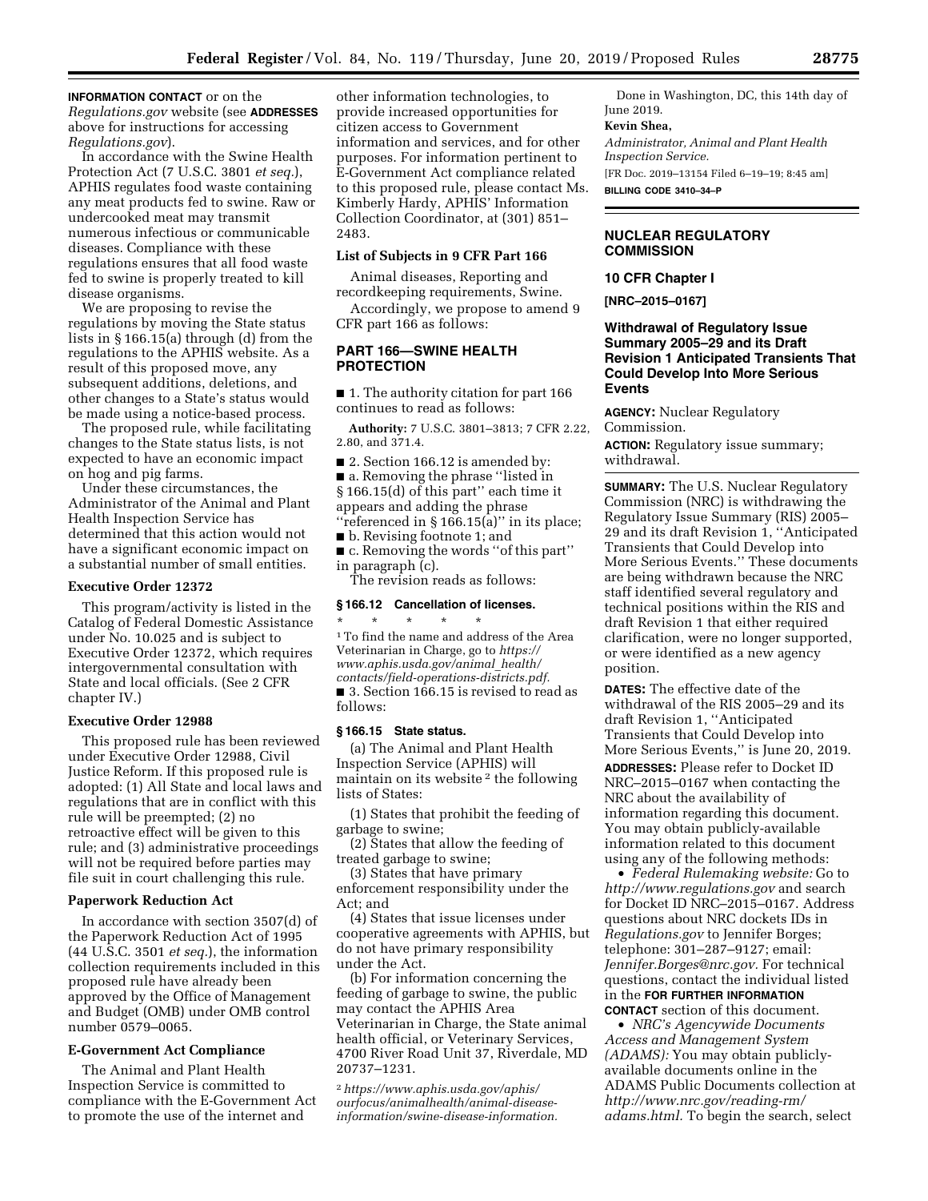**INFORMATION CONTACT** or on the *Regulations.gov* website (see **ADDRESSES** above for instructions for accessing *Regulations.gov*).

In accordance with the Swine Health Protection Act (7 U.S.C. 3801 *et seq.*), APHIS regulates food waste containing any meat products fed to swine. Raw or undercooked meat may transmit numerous infectious or communicable diseases. Compliance with these regulations ensures that all food waste fed to swine is properly treated to kill disease organisms.

We are proposing to revise the regulations by moving the State status lists in § 166.15(a) through (d) from the regulations to the APHIS website. As a result of this proposed move, any subsequent additions, deletions, and other changes to a State's status would be made using a notice-based process.

The proposed rule, while facilitating changes to the State status lists, is not expected to have an economic impact on hog and pig farms.

Under these circumstances, the Administrator of the Animal and Plant Health Inspection Service has determined that this action would not have a significant economic impact on a substantial number of small entities.

### Executive Order 12372

This program/activity is listed in the Catalog of Federal Domestic Assistance under No. 10.025 and is subject to Executive Order 12372, which requires intergovernmental consultation with State and local officials. (See 2 CFR chapter IV.)

### Executive Order 12988

This proposed rule has been reviewed under Executive Order 12988, Civil Justice Reform. If this proposed rule is adopted: (1) All State and local laws and regulations that are in conflict with this rule will be preempted; (2) no retroactive effect will be given to this rule; and (3) administrative proceedings will not be required before parties may file suit in court challenging this rule.

### Paperwork Reduction Act

In accordance with section 3507(d) of the Paperwork Reduction Act of 1995 (44 U.S.C. 3501 *et seq.*), the information collection requirements included in this proposed rule have already been approved by the Office of Management and Budget (OMB) under OMB control number 0579–0065.

### E-Government Act Compliance

The Animal and Plant Health Inspection Service is committed to compliance with the E-Government Act to promote the use of the internet and other information technologies, to provide increased opportunities for citizen access to Government information and services, and for other purposes. For information pertinent to E-Government Act compliance related to this proposed rule, please contact Ms. Kimberly Hardy, APHIS' Information Collection Coordinator, at (301) 851–2483.

### List of Subjects in 9 CFR Part 166

Animal diseases, Reporting and recordkeeping requirements, Swine.

Accordingly, we propose to amend 9 CFR part 166 as follows:

## PART 166—SWINE HEALTH PROTECTION

■ 1. The authority citation for part 166 continues to read as follows:

**Authority:** 7 U.S.C. 3801–3813; 7 CFR 2.22, 2.80, and 371.4.

■ 2. Section 166.12 is amended by:

■ a. Removing the phrase "listed in § 166.15(d) of this part" each time it appears and adding the phrase "referenced in § 166.15(a)" in its place;

■ b. Revising footnote 1; and

■ c. Removing the words "of this part" in paragraph (c).

The revision reads as follows:

### § 166.12 Cancellation of licenses.

\* \* \* \* \*

[1] To find the name and address of the Area Veterinarian in Charge, go to *https://www.aphis.usda.gov/animal_health/contacts/field-operations-districts.pdf.*

■ 3. Section 166.15 is revised to read as follows:

### § 166.15 State status.

(a) The Animal and Plant Health Inspection Service (APHIS) will maintain on its website [2] the following lists of States:

(1) States that prohibit the feeding of garbage to swine;

(2) States that allow the feeding of treated garbage to swine;

(3) States that have primary enforcement responsibility under the Act; and

(4) States that issue licenses under cooperative agreements with APHIS, but do not have primary responsibility under the Act.

(b) For information concerning the feeding of garbage to swine, the public may contact the APHIS Area Veterinarian in Charge, the State animal health official, or Veterinary Services, 4700 River Road Unit 37, Riverdale, MD 20737–1231.

[2] *https://www.aphis.usda.gov/aphis/ourfocus/animalhealth/animal-disease-information/swine-disease-information.*

Done in Washington, DC, this 14th day of June 2019.

**Kevin Shea,**

*Administrator, Animal and Plant Health Inspection Service.*

[FR Doc. 2019–13154 Filed 6–19–19; 8:45 am]

**BILLING CODE 3410–34–P**

## NUCLEAR REGULATORY COMMISSION

### 10 CFR Chapter I

**[NRC–2015–0167]**

### Withdrawal of Regulatory Issue Summary 2005–29 and its Draft Revision 1 Anticipated Transients That Could Develop Into More Serious Events

**AGENCY:** Nuclear Regulatory Commission.

**ACTION:** Regulatory issue summary; withdrawal.

**SUMMARY:** The U.S. Nuclear Regulatory Commission (NRC) is withdrawing the Regulatory Issue Summary (RIS) 2005–29 and its draft Revision 1, "Anticipated Transients that Could Develop into More Serious Events." These documents are being withdrawn because the NRC staff identified several regulatory and technical positions within the RIS and draft Revision 1 that either required clarification, were no longer supported, or were identified as a new agency position.

**DATES:** The effective date of the withdrawal of the RIS 2005–29 and its draft Revision 1, "Anticipated Transients that Could Develop into More Serious Events," is June 20, 2019.

**ADDRESSES:** Please refer to Docket ID NRC–2015–0167 when contacting the NRC about the availability of information regarding this document. You may obtain publicly-available information related to this document using any of the following methods:

- *Federal Rulemaking website:* Go to *http://www.regulations.gov* and search for Docket ID NRC–2015–0167. Address questions about NRC dockets IDs in *Regulations.gov* to Jennifer Borges; telephone: 301–287–9127; email: *Jennifer.Borges@nrc.gov.* For technical questions, contact the individual listed in the **FOR FURTHER INFORMATION CONTACT** section of this document.
- *NRC's Agencywide Documents Access and Management System (ADAMS):* You may obtain publicly-available documents online in the ADAMS Public Documents collection at *http://www.nrc.gov/reading-rm/adams.html.* To begin the search, select